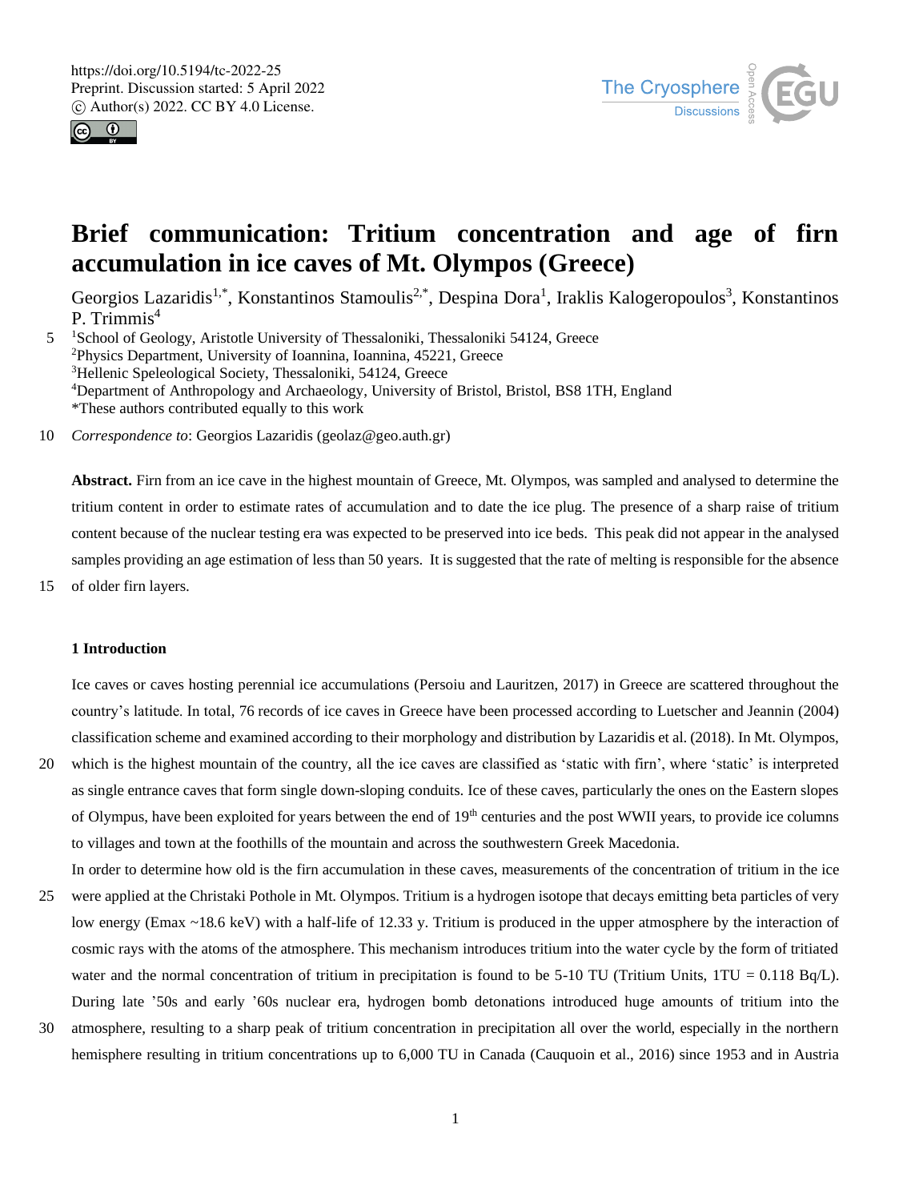# Brief communication: Tritium concentration and age of firn accumulation in ice caves of Mt. Olympos (Greece)

Georgios Lazaridis[1,*], Konstantinos Stamoulis[2,*], Despina Dora[1], Iraklis Kalogeropoulos[3], Konstantinos P. Trimmis[4]

[1]School of Geology, Aristotle University of Thessaloniki, Thessaloniki 54124, Greece
[2]Physics Department, University of Ioannina, Ioannina, 45221, Greece
[3]Hellenic Speleological Society, Thessaloniki, 54124, Greece
[4]Department of Anthropology and Archaeology, University of Bristol, Bristol, BS8 1TH, England
*These authors contributed equally to this work

*Correspondence to*: Georgios Lazaridis (geolaz@geo.auth.gr)

**Abstract.** Firn from an ice cave in the highest mountain of Greece, Mt. Olympos, was sampled and analysed to determine the tritium content in order to estimate rates of accumulation and to date the ice plug. The presence of a sharp raise of tritium content because of the nuclear testing era was expected to be preserved into ice beds. This peak did not appear in the analysed samples providing an age estimation of less than 50 years. It is suggested that the rate of melting is responsible for the absence of older firn layers.

## 1 Introduction

Ice caves or caves hosting perennial ice accumulations (Persoiu and Lauritzen, 2017) in Greece are scattered throughout the country's latitude. In total, 76 records of ice caves in Greece have been processed according to Luetscher and Jeannin (2004) classification scheme and examined according to their morphology and distribution by Lazaridis et al. (2018). In Mt. Olympos, which is the highest mountain of the country, all the ice caves are classified as 'static with firn', where 'static' is interpreted as single entrance caves that form single down-sloping conduits. Ice of these caves, particularly the ones on the Eastern slopes of Olympus, have been exploited for years between the end of 19[th] centuries and the post WWII years, to provide ice columns to villages and town at the foothills of the mountain and across the southwestern Greek Macedonia.

In order to determine how old is the firn accumulation in these caves, measurements of the concentration of tritium in the ice were applied at the Christaki Pothole in Mt. Olympos. Tritium is a hydrogen isotope that decays emitting beta particles of very low energy (Emax ~18.6 keV) with a half-life of 12.33 y. Tritium is produced in the upper atmosphere by the interaction of cosmic rays with the atoms of the atmosphere. This mechanism introduces tritium into the water cycle by the form of tritiated water and the normal concentration of tritium in precipitation is found to be 5-10 TU (Tritium Units, 1TU = 0.118 Bq/L). During late '50s and early '60s nuclear era, hydrogen bomb detonations introduced huge amounts of tritium into the atmosphere, resulting to a sharp peak of tritium concentration in precipitation all over the world, especially in the northern hemisphere resulting in tritium concentrations up to 6,000 TU in Canada (Cauquoin et al., 2016) since 1953 and in Austria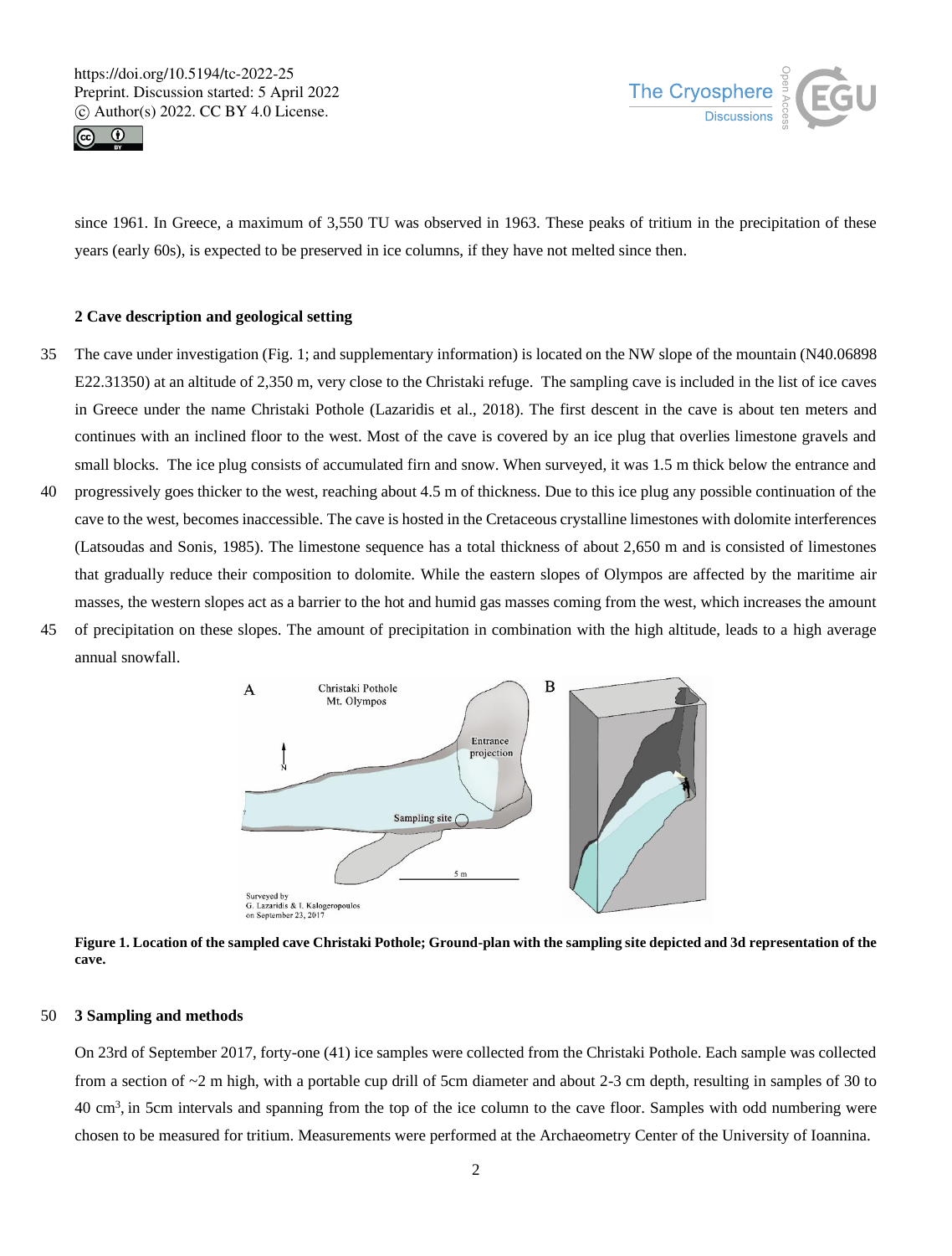since 1961. In Greece, a maximum of 3,550 TU was observed in 1963. These peaks of tritium in the precipitation of these years (early 60s), is expected to be preserved in ice columns, if they have not melted since then.

## 2 Cave description and geological setting

The cave under investigation (Fig. 1; and supplementary information) is located on the NW slope of the mountain (N40.06898 E22.31350) at an altitude of 2,350 m, very close to the Christaki refuge. The sampling cave is included in the list of ice caves in Greece under the name Christaki Pothole (Lazaridis et al., 2018). The first descent in the cave is about ten meters and continues with an inclined floor to the west. Most of the cave is covered by an ice plug that overlies limestone gravels and small blocks. The ice plug consists of accumulated firn and snow. When surveyed, it was 1.5 m thick below the entrance and progressively goes thicker to the west, reaching about 4.5 m of thickness. Due to this ice plug any possible continuation of the cave to the west, becomes inaccessible. The cave is hosted in the Cretaceous crystalline limestones with dolomite interferences (Latsoudas and Sonis, 1985). The limestone sequence has a total thickness of about 2,650 m and is consisted of limestones that gradually reduce their composition to dolomite. While the eastern slopes of Olympos are affected by the maritime air masses, the western slopes act as a barrier to the hot and humid gas masses coming from the west, which increases the amount of precipitation on these slopes. The amount of precipitation in combination with the high altitude, leads to a high average annual snowfall.

**Figure 1. Location of the sampled cave Christaki Pothole; Ground-plan with the sampling site depicted and 3d representation of the cave.**

## 3 Sampling and methods

On 23rd of September 2017, forty-one (41) ice samples were collected from the Christaki Pothole. Each sample was collected from a section of ~2 m high, with a portable cup drill of 5cm diameter and about 2-3 cm depth, resulting in samples of 30 to 40 cm$^3$, in 5cm intervals and spanning from the top of the ice column to the cave floor. Samples with odd numbering were chosen to be measured for tritium. Measurements were performed at the Archaeometry Center of the University of Ioannina.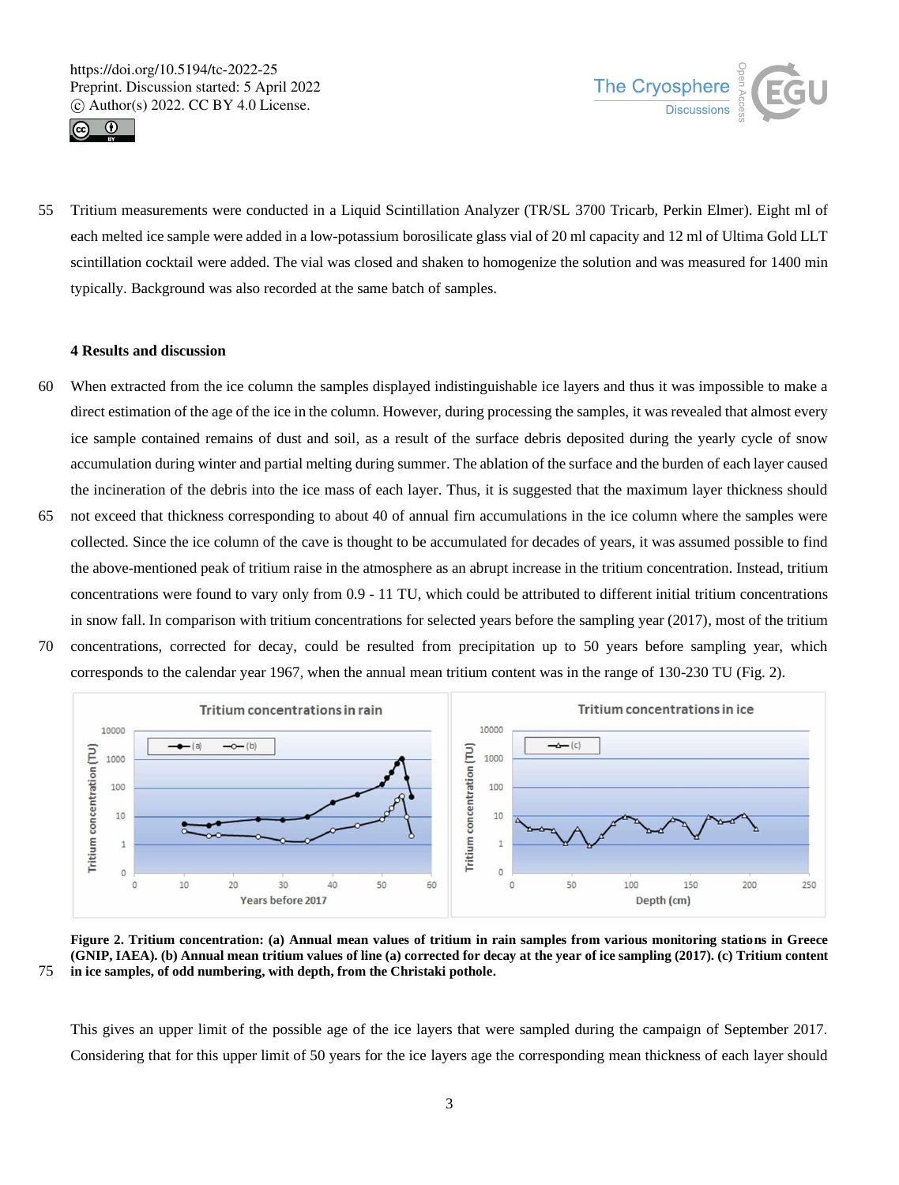Tritium measurements were conducted in a Liquid Scintillation Analyzer (TR/SL 3700 Tricarb, Perkin Elmer). Eight ml of each melted ice sample were added in a low-potassium borosilicate glass vial of 20 ml capacity and 12 ml of Ultima Gold LLT scintillation cocktail were added. The vial was closed and shaken to homogenize the solution and was measured for 1400 min typically. Background was also recorded at the same batch of samples.

## 4 Results and discussion

When extracted from the ice column the samples displayed indistinguishable ice layers and thus it was impossible to make a direct estimation of the age of the ice in the column. However, during processing the samples, it was revealed that almost every ice sample contained remains of dust and soil, as a result of the surface debris deposited during the yearly cycle of snow accumulation during winter and partial melting during summer. The ablation of the surface and the burden of each layer caused the incineration of the debris into the ice mass of each layer. Thus, it is suggested that the maximum layer thickness should not exceed that thickness corresponding to about 40 of annual firn accumulations in the ice column where the samples were collected. Since the ice column of the cave is thought to be accumulated for decades of years, it was assumed possible to find the above-mentioned peak of tritium raise in the atmosphere as an abrupt increase in the tritium concentration. Instead, tritium concentrations were found to vary only from 0.9 - 11 TU, which could be attributed to different initial tritium concentrations in snow fall. In comparison with tritium concentrations for selected years before the sampling year (2017), most of the tritium concentrations, corrected for decay, could be resulted from precipitation up to 50 years before sampling year, which corresponds to the calendar year 1967, when the annual mean tritium content was in the range of 130-230 TU (Fig. 2).

**Figure 2. Tritium concentration: (a) Annual mean values of tritium in rain samples from various monitoring stations in Greece (GNIP, IAEA). (b) Annual mean tritium values of line (a) corrected for decay at the year of ice sampling (2017). (c) Tritium content in ice samples, of odd numbering, with depth, from the Christaki pothole.**

This gives an upper limit of the possible age of the ice layers that were sampled during the campaign of September 2017. Considering that for this upper limit of 50 years for the ice layers age the corresponding mean thickness of each layer should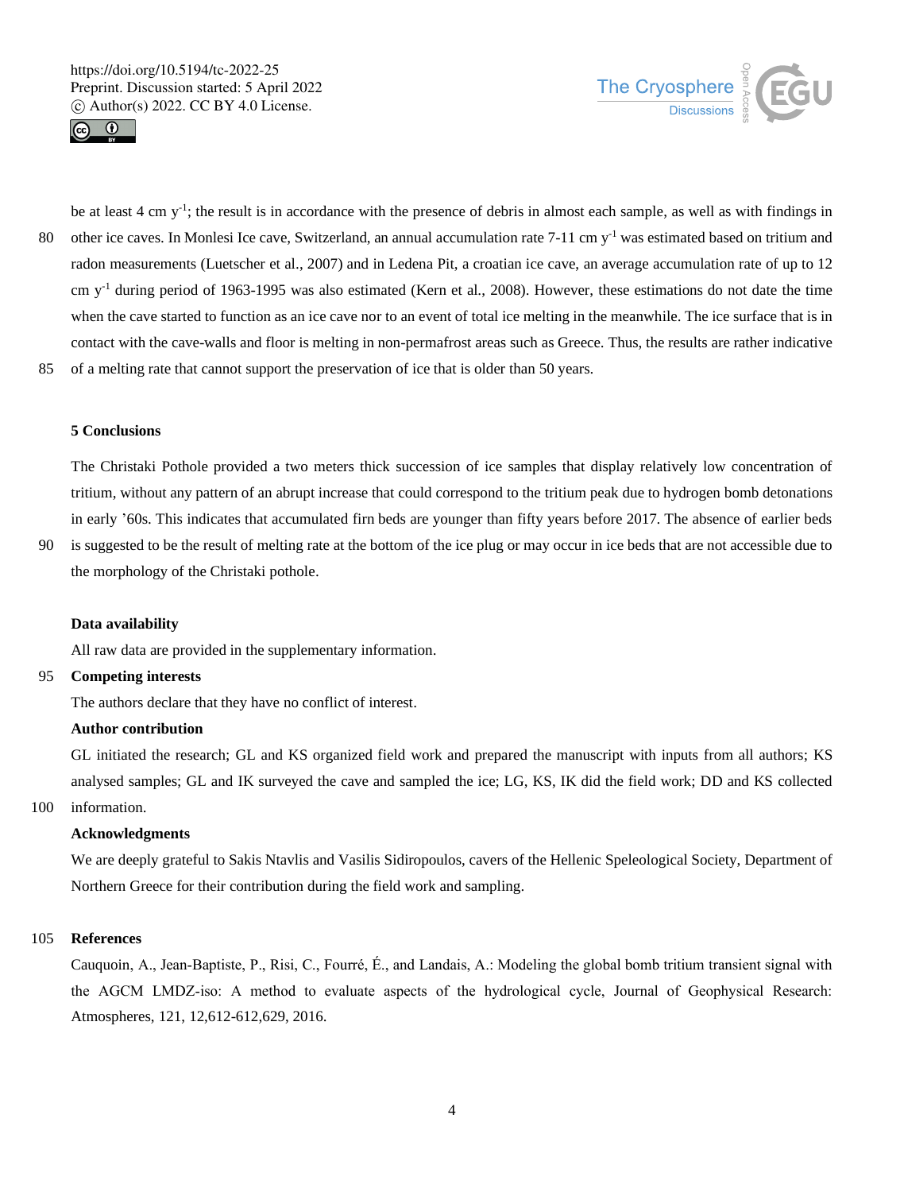be at least 4 cm $y^{-1}$; the result is in accordance with the presence of debris in almost each sample, as well as with findings in other ice caves. In Monlesi Ice cave, Switzerland, an annual accumulation rate 7-11 cm $y^{-1}$ was estimated based on tritium and radon measurements (Luetscher et al., 2007) and in Ledena Pit, a croatian ice cave, an average accumulation rate of up to 12 cm $y^{-1}$ during period of 1963-1995 was also estimated (Kern et al., 2008). However, these estimations do not date the time when the cave started to function as an ice cave nor to an event of total ice melting in the meanwhile. The ice surface that is in contact with the cave-walls and floor is melting in non-permafrost areas such as Greece. Thus, the results are rather indicative of a melting rate that cannot support the preservation of ice that is older than 50 years.

## 5 Conclusions

The Christaki Pothole provided a two meters thick succession of ice samples that display relatively low concentration of tritium, without any pattern of an abrupt increase that could correspond to the tritium peak due to hydrogen bomb detonations in early '60s. This indicates that accumulated firn beds are younger than fifty years before 2017. The absence of earlier beds is suggested to be the result of melting rate at the bottom of the ice plug or may occur in ice beds that are not accessible due to the morphology of the Christaki pothole.

**Data availability**

All raw data are provided in the supplementary information.

**Competing interests**

The authors declare that they have no conflict of interest.

**Author contribution**

GL initiated the research; GL and KS organized field work and prepared the manuscript with inputs from all authors; KS analysed samples; GL and IK surveyed the cave and sampled the ice; LG, KS, IK did the field work; DD and KS collected information.

**Acknowledgments**

We are deeply grateful to Sakis Ntavlis and Vasilis Sidiropoulos, cavers of the Hellenic Speleological Society, Department of Northern Greece for their contribution during the field work and sampling.

## References

Cauquoin, A., Jean-Baptiste, P., Risi, C., Fourré, É., and Landais, A.: Modeling the global bomb tritium transient signal with the AGCM LMDZ-iso: A method to evaluate aspects of the hydrological cycle, Journal of Geophysical Research: Atmospheres, 121, 12,612-612,629, 2016.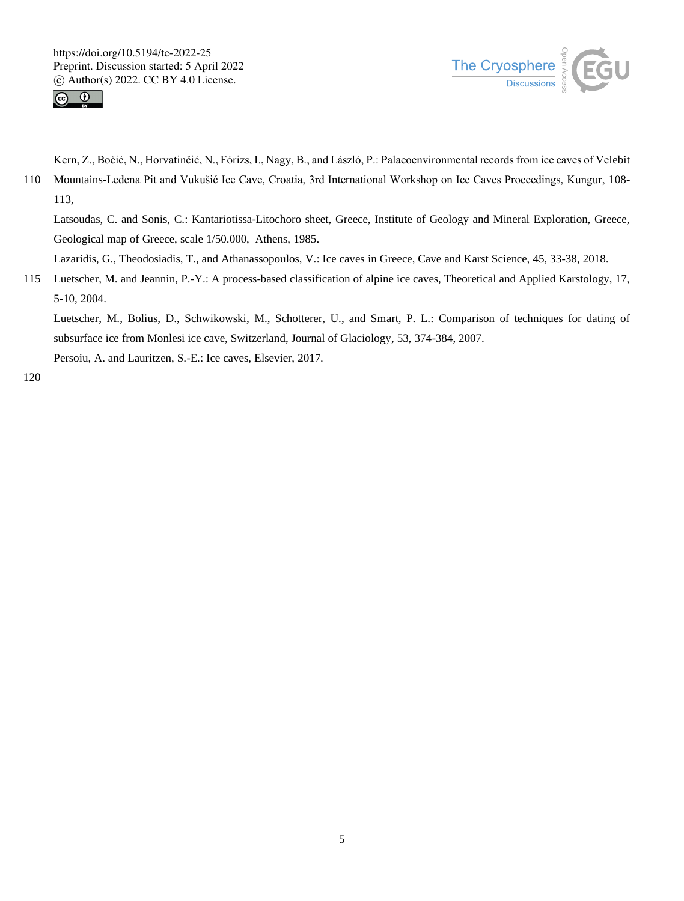Kern, Z., Bočić, N., Horvatinčić, N., Fórizs, I., Nagy, B., and László, P.: Palaeoenvironmental records from ice caves of Velebit Mountains-Ledena Pit and Vukušić Ice Cave, Croatia, 3rd International Workshop on Ice Caves Proceedings, Kungur, 108-113,

Latsoudas, C. and Sonis, C.: Kantariotissa-Litochoro sheet, Greece, Institute of Geology and Mineral Exploration, Greece, Geological map of Greece, scale 1/50.000, Athens, 1985.

Lazaridis, G., Theodosiadis, T., and Athanassopoulos, V.: Ice caves in Greece, Cave and Karst Science, 45, 33-38, 2018.

Luetscher, M. and Jeannin, P.-Y.: A process-based classification of alpine ice caves, Theoretical and Applied Karstology, 17, 5-10, 2004.

Luetscher, M., Bolius, D., Schwikowski, M., Schotterer, U., and Smart, P. L.: Comparison of techniques for dating of subsurface ice from Monlesi ice cave, Switzerland, Journal of Glaciology, 53, 374-384, 2007.

Persoiu, A. and Lauritzen, S.-E.: Ice caves, Elsevier, 2017.